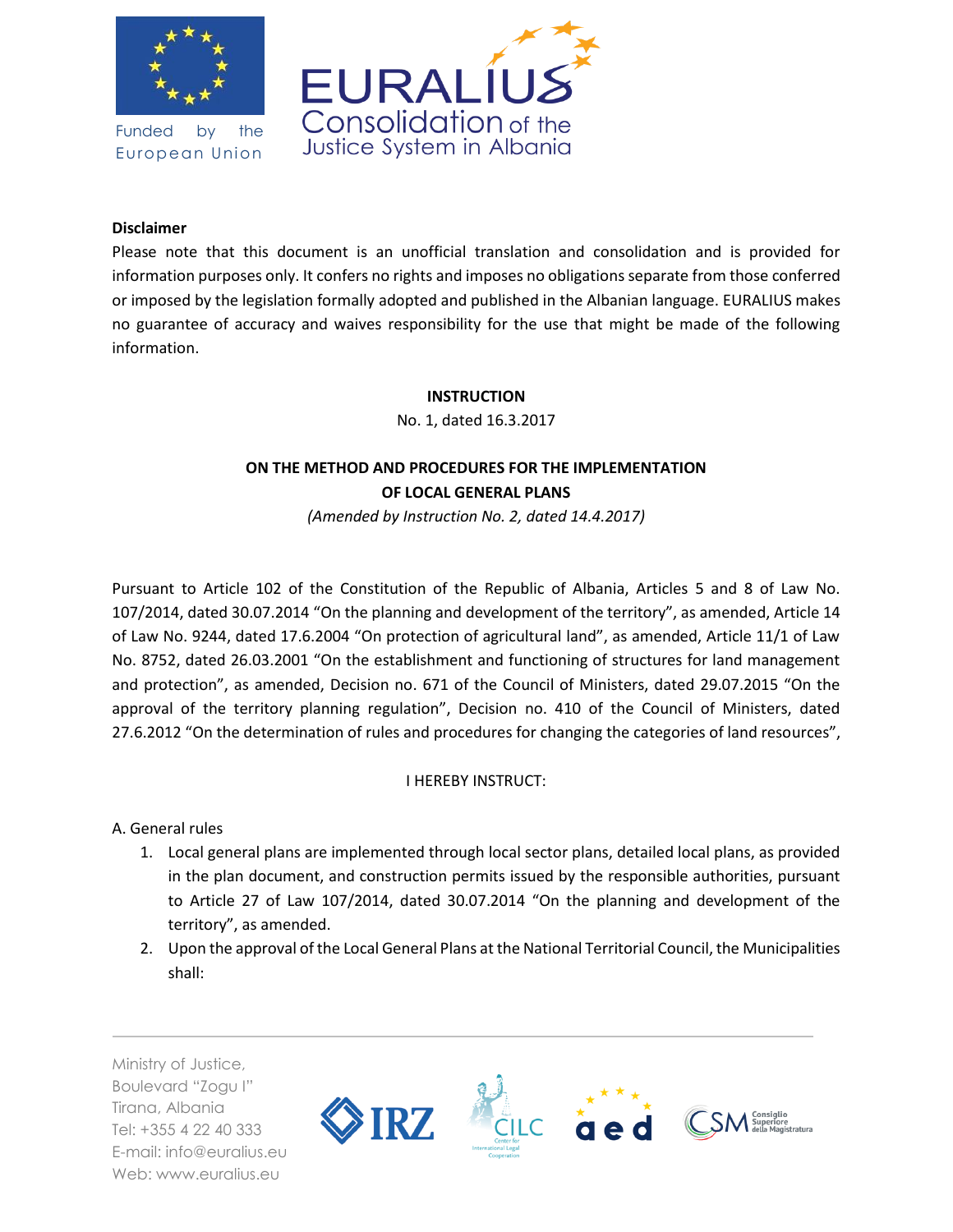Funded by the European Union

EURALIUS
Consolidation of the Justice System in Albania

**Disclaimer**

Please note that this document is an unofficial translation and consolidation and is provided for information purposes only. It confers no rights and imposes no obligations separate from those conferred or imposed by the legislation formally adopted and published in the Albanian language. EURALIUS makes no guarantee of accuracy and waives responsibility for the use that might be made of the following information.

# INSTRUCTION

No. 1, dated 16.3.2017

## ON THE METHOD AND PROCEDURES FOR THE IMPLEMENTATION OF LOCAL GENERAL PLANS

*(Amended by Instruction No. 2, dated 14.4.2017)*

Pursuant to Article 102 of the Constitution of the Republic of Albania, Articles 5 and 8 of Law No. 107/2014, dated 30.07.2014 “On the planning and development of the territory”, as amended, Article 14 of Law No. 9244, dated 17.6.2004 “On protection of agricultural land”, as amended, Article 11/1 of Law No. 8752, dated 26.03.2001 “On the establishment and functioning of structures for land management and protection”, as amended, Decision no. 671 of the Council of Ministers, dated 29.07.2015 “On the approval of the territory planning regulation”, Decision no. 410 of the Council of Ministers, dated 27.6.2012 “On the determination of rules and procedures for changing the categories of land resources”,

I HEREBY INSTRUCT:

A. General rules

1. Local general plans are implemented through local sector plans, detailed local plans, as provided in the plan document, and construction permits issued by the responsible authorities, pursuant to Article 27 of Law 107/2014, dated 30.07.2014 “On the planning and development of the territory”, as amended.
2. Upon the approval of the Local General Plans at the National Territorial Council, the Municipalities shall: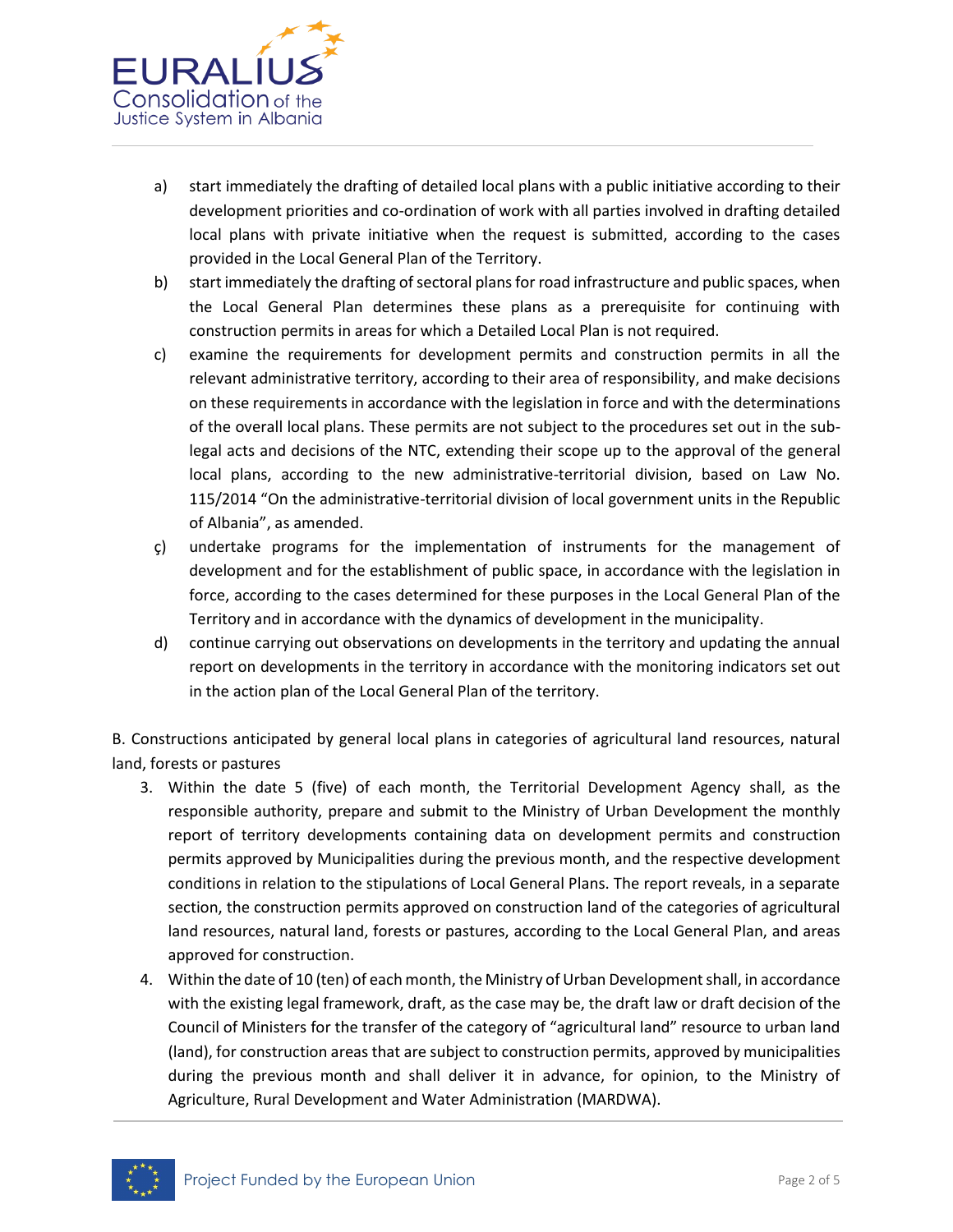a) start immediately the drafting of detailed local plans with a public initiative according to their development priorities and co-ordination of work with all parties involved in drafting detailed local plans with private initiative when the request is submitted, according to the cases provided in the Local General Plan of the Territory.

b) start immediately the drafting of sectoral plans for road infrastructure and public spaces, when the Local General Plan determines these plans as a prerequisite for continuing with construction permits in areas for which a Detailed Local Plan is not required.

c) examine the requirements for development permits and construction permits in all the relevant administrative territory, according to their area of responsibility, and make decisions on these requirements in accordance with the legislation in force and with the determinations of the overall local plans. These permits are not subject to the procedures set out in the sub-legal acts and decisions of the NTC, extending their scope up to the approval of the general local plans, according to the new administrative-territorial division, based on Law No. 115/2014 "On the administrative-territorial division of local government units in the Republic of Albania", as amended.

ç) undertake programs for the implementation of instruments for the management of development and for the establishment of public space, in accordance with the legislation in force, according to the cases determined for these purposes in the Local General Plan of the Territory and in accordance with the dynamics of development in the municipality.

d) continue carrying out observations on developments in the territory and updating the annual report on developments in the territory in accordance with the monitoring indicators set out in the action plan of the Local General Plan of the territory.

B. Constructions anticipated by general local plans in categories of agricultural land resources, natural land, forests or pastures

3. Within the date 5 (five) of each month, the Territorial Development Agency shall, as the responsible authority, prepare and submit to the Ministry of Urban Development the monthly report of territory developments containing data on development permits and construction permits approved by Municipalities during the previous month, and the respective development conditions in relation to the stipulations of Local General Plans. The report reveals, in a separate section, the construction permits approved on construction land of the categories of agricultural land resources, natural land, forests or pastures, according to the Local General Plan, and areas approved for construction.
4. Within the date of 10 (ten) of each month, the Ministry of Urban Development shall, in accordance with the existing legal framework, draft, as the case may be, the draft law or draft decision of the Council of Ministers for the transfer of the category of "agricultural land" resource to urban land (land), for construction areas that are subject to construction permits, approved by municipalities during the previous month and shall deliver it in advance, for opinion, to the Ministry of Agriculture, Rural Development and Water Administration (MARDWA).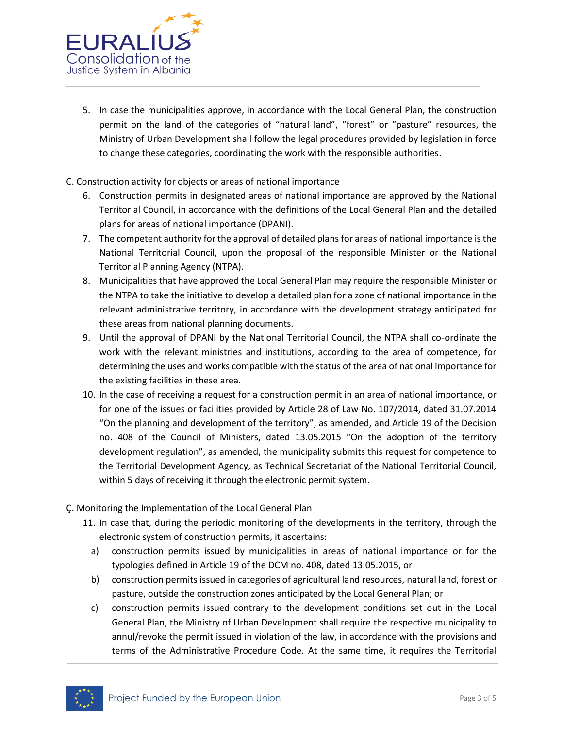5. In case the municipalities approve, in accordance with the Local General Plan, the construction permit on the land of the categories of "natural land", "forest" or "pasture" resources, the Ministry of Urban Development shall follow the legal procedures provided by legislation in force to change these categories, coordinating the work with the responsible authorities.

C. Construction activity for objects or areas of national importance

6. Construction permits in designated areas of national importance are approved by the National Territorial Council, in accordance with the definitions of the Local General Plan and the detailed plans for areas of national importance (DPANI).
7. The competent authority for the approval of detailed plans for areas of national importance is the National Territorial Council, upon the proposal of the responsible Minister or the National Territorial Planning Agency (NTPA).
8. Municipalities that have approved the Local General Plan may require the responsible Minister or the NTPA to take the initiative to develop a detailed plan for a zone of national importance in the relevant administrative territory, in accordance with the development strategy anticipated for these areas from national planning documents.
9. Until the approval of DPANI by the National Territorial Council, the NTPA shall co-ordinate the work with the relevant ministries and institutions, according to the area of competence, for determining the uses and works compatible with the status of the area of national importance for the existing facilities in these area.
10. In the case of receiving a request for a construction permit in an area of national importance, or for one of the issues or facilities provided by Article 28 of Law No. 107/2014, dated 31.07.2014 "On the planning and development of the territory", as amended, and Article 19 of the Decision no. 408 of the Council of Ministers, dated 13.05.2015 "On the adoption of the territory development regulation", as amended, the municipality submits this request for competence to the Territorial Development Agency, as Technical Secretariat of the National Territorial Council, within 5 days of receiving it through the electronic permit system.

Ç. Monitoring the Implementation of the Local General Plan

11. In case that, during the periodic monitoring of the developments in the territory, through the electronic system of construction permits, it ascertains:
    a) construction permits issued by municipalities in areas of national importance or for the typologies defined in Article 19 of the DCM no. 408, dated 13.05.2015, or
    b) construction permits issued in categories of agricultural land resources, natural land, forest or pasture, outside the construction zones anticipated by the Local General Plan; or
    c) construction permits issued contrary to the development conditions set out in the Local General Plan, the Ministry of Urban Development shall require the respective municipality to annul/revoke the permit issued in violation of the law, in accordance with the provisions and terms of the Administrative Procedure Code. At the same time, it requires the Territorial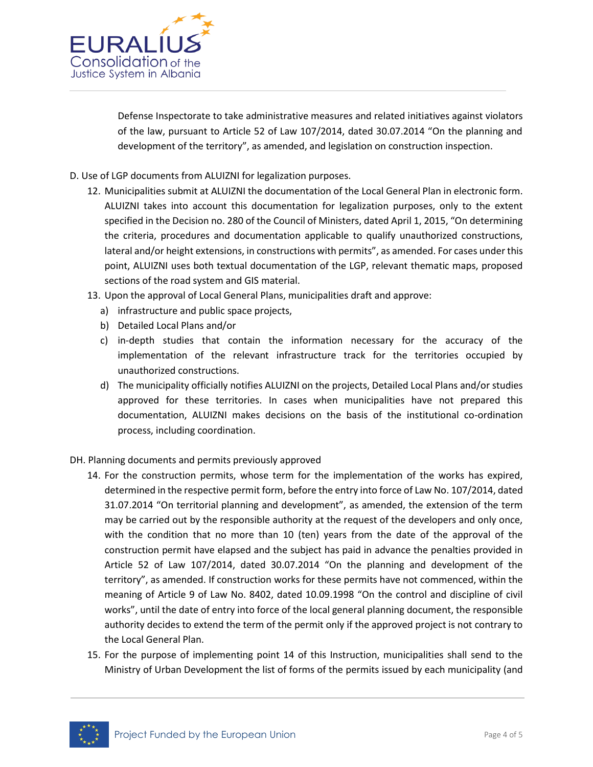Defense Inspectorate to take administrative measures and related initiatives against violators of the law, pursuant to Article 52 of Law 107/2014, dated 30.07.2014 "On the planning and development of the territory", as amended, and legislation on construction inspection.

D. Use of LGP documents from ALUIZNI for legalization purposes.

12. Municipalities submit at ALUIZNI the documentation of the Local General Plan in electronic form. ALUIZNI takes into account this documentation for legalization purposes, only to the extent specified in the Decision no. 280 of the Council of Ministers, dated April 1, 2015, "On determining the criteria, procedures and documentation applicable to qualify unauthorized constructions, lateral and/or height extensions, in constructions with permits", as amended. For cases under this point, ALUIZNI uses both textual documentation of the LGP, relevant thematic maps, proposed sections of the road system and GIS material.
13. Upon the approval of Local General Plans, municipalities draft and approve:
   a) infrastructure and public space projects,
   b) Detailed Local Plans and/or
   c) in-depth studies that contain the information necessary for the accuracy of the implementation of the relevant infrastructure track for the territories occupied by unauthorized constructions.
   d) The municipality officially notifies ALUIZNI on the projects, Detailed Local Plans and/or studies approved for these territories. In cases when municipalities have not prepared this documentation, ALUIZNI makes decisions on the basis of the institutional co-ordination process, including coordination.

DH. Planning documents and permits previously approved

14. For the construction permits, whose term for the implementation of the works has expired, determined in the respective permit form, before the entry into force of Law No. 107/2014, dated 31.07.2014 "On territorial planning and development", as amended, the extension of the term may be carried out by the responsible authority at the request of the developers and only once, with the condition that no more than 10 (ten) years from the date of the approval of the construction permit have elapsed and the subject has paid in advance the penalties provided in Article 52 of Law 107/2014, dated 30.07.2014 "On the planning and development of the territory", as amended. If construction works for these permits have not commenced, within the meaning of Article 9 of Law No. 8402, dated 10.09.1998 "On the control and discipline of civil works", until the date of entry into force of the local general planning document, the responsible authority decides to extend the term of the permit only if the approved project is not contrary to the Local General Plan.
15. For the purpose of implementing point 14 of this Instruction, municipalities shall send to the Ministry of Urban Development the list of forms of the permits issued by each municipality (and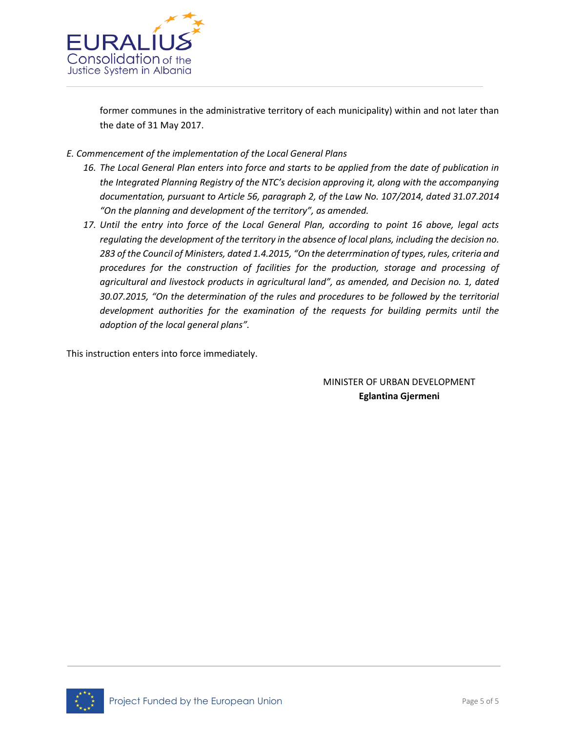former communes in the administrative territory of each municipality) within and not later than the date of 31 May 2017.

*E. Commencement of the implementation of the Local General Plans*

16. *The Local General Plan enters into force and starts to be applied from the date of publication in the Integrated Planning Registry of the NTC's decision approving it, along with the accompanying documentation, pursuant to Article 56, paragraph 2, of the Law No. 107/2014, dated 31.07.2014 "On the planning and development of the territory", as amended.*
17. *Until the entry into force of the Local General Plan, according to point 16 above, legal acts regulating the development of the territory in the absence of local plans, including the decision no. 283 of the Council of Ministers, dated 1.4.2015, "On the deterrmination of types, rules, criteria and procedures for the construction of facilities for the production, storage and processing of agricultural and livestock products in agricultural land", as amended, and Decision no. 1, dated 30.07.2015, "On the determination of the rules and procedures to be followed by the territorial development authorities for the examination of the requests for building permits until the adoption of the local general plans".*

This instruction enters into force immediately.

MINISTER OF URBAN DEVELOPMENT
**Eglantina Gjermeni**